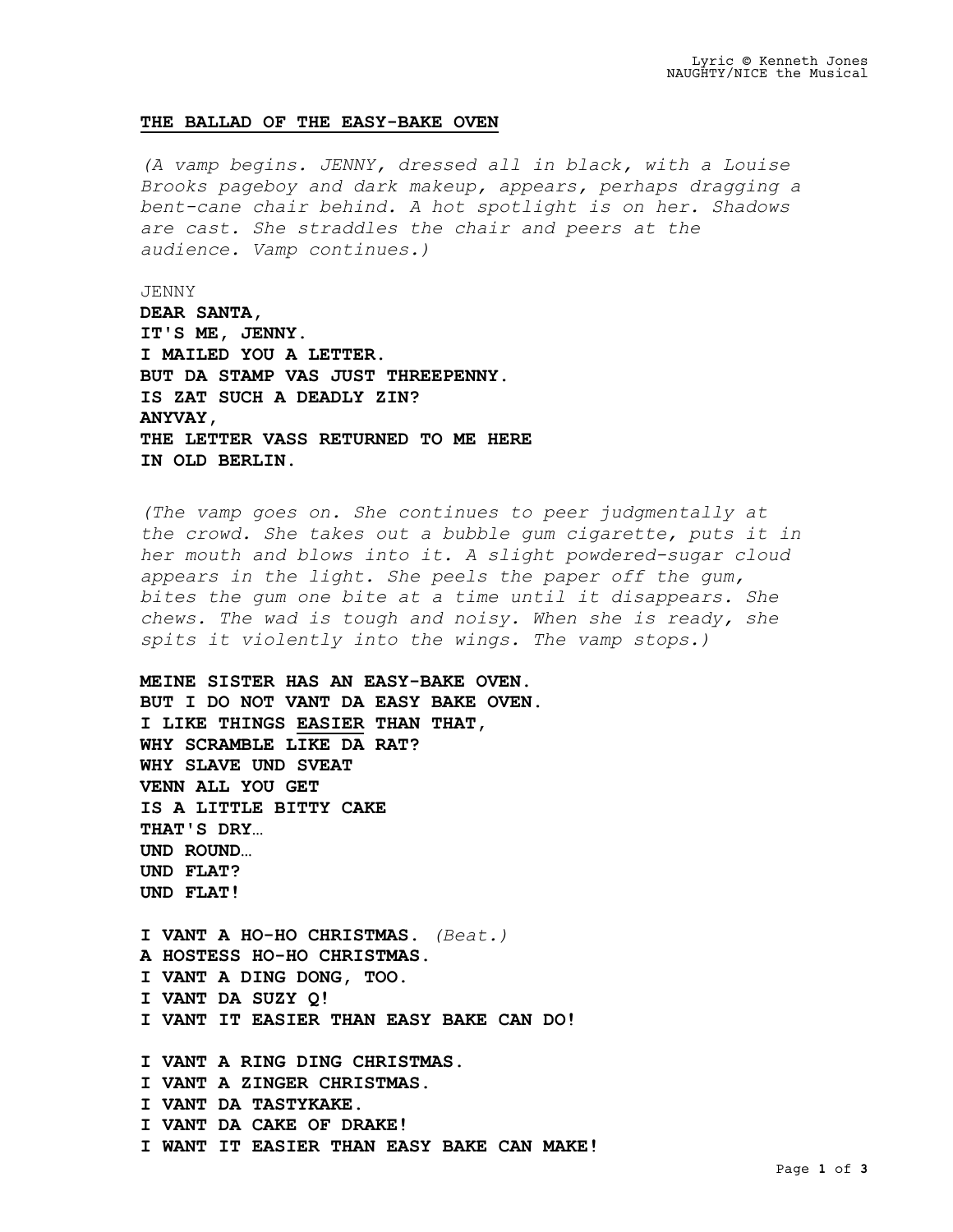Lyric © Kenneth Jones
NAUGHTY/NICE the Musical

**<u>THE BALLAD OF THE EASY-BAKE OVEN</u>**

*(A vamp begins. JENNY, dressed all in black, with a Louise Brooks pageboy and dark makeup, appears, perhaps dragging a bent-cane chair behind. A hot spotlight is on her. Shadows are cast. She straddles the chair and peers at the audience. Vamp continues.)*

JENNY

**DEAR SANTA,**
**IT'S ME, JENNY.**
**I MAILED YOU A LETTER.**
**BUT DA STAMP VAS JUST THREEPENNY.**
**IS ZAT SUCH A DEADLY ZIN?**
**ANYVAY,**
**THE LETTER VASS RETURNED TO ME HERE**
**IN OLD BERLIN.**

*(The vamp goes on. She continues to peer judgmentally at the crowd. She takes out a bubble gum cigarette, puts it in her mouth and blows into it. A slight powdered-sugar cloud appears in the light. She peels the paper off the gum, bites the gum one bite at a time until it disappears. She chews. The wad is tough and noisy. When she is ready, she spits it violently into the wings. The vamp stops.)*

**MEINE SISTER HAS AN EASY-BAKE OVEN.**
**BUT I DO NOT VANT DA EASY BAKE OVEN.**
**I LIKE THINGS <u>EASIER</u> THAN THAT,**
**WHY SCRAMBLE LIKE DA RAT?**
**WHY SLAVE UND SVEAT**
**VENN ALL YOU GET**
**IS A LITTLE BITTY CAKE**
**THAT'S DRY…**
**UND ROUND…**
**UND FLAT?**
**UND FLAT!**

**I VANT A HO-HO CHRISTMAS.** *(Beat.)*
**A HOSTESS HO-HO CHRISTMAS.**
**I VANT A DING DONG, TOO.**
**I VANT DA SUZY Q!**
**I VANT IT EASIER THAN EASY BAKE CAN DO!**

**I VANT A RING DING CHRISTMAS.**
**I VANT A ZINGER CHRISTMAS.**
**I VANT DA TASTYKAKE.**
**I VANT DA CAKE OF DRAKE!**
**I WANT IT EASIER THAN EASY BAKE CAN MAKE!**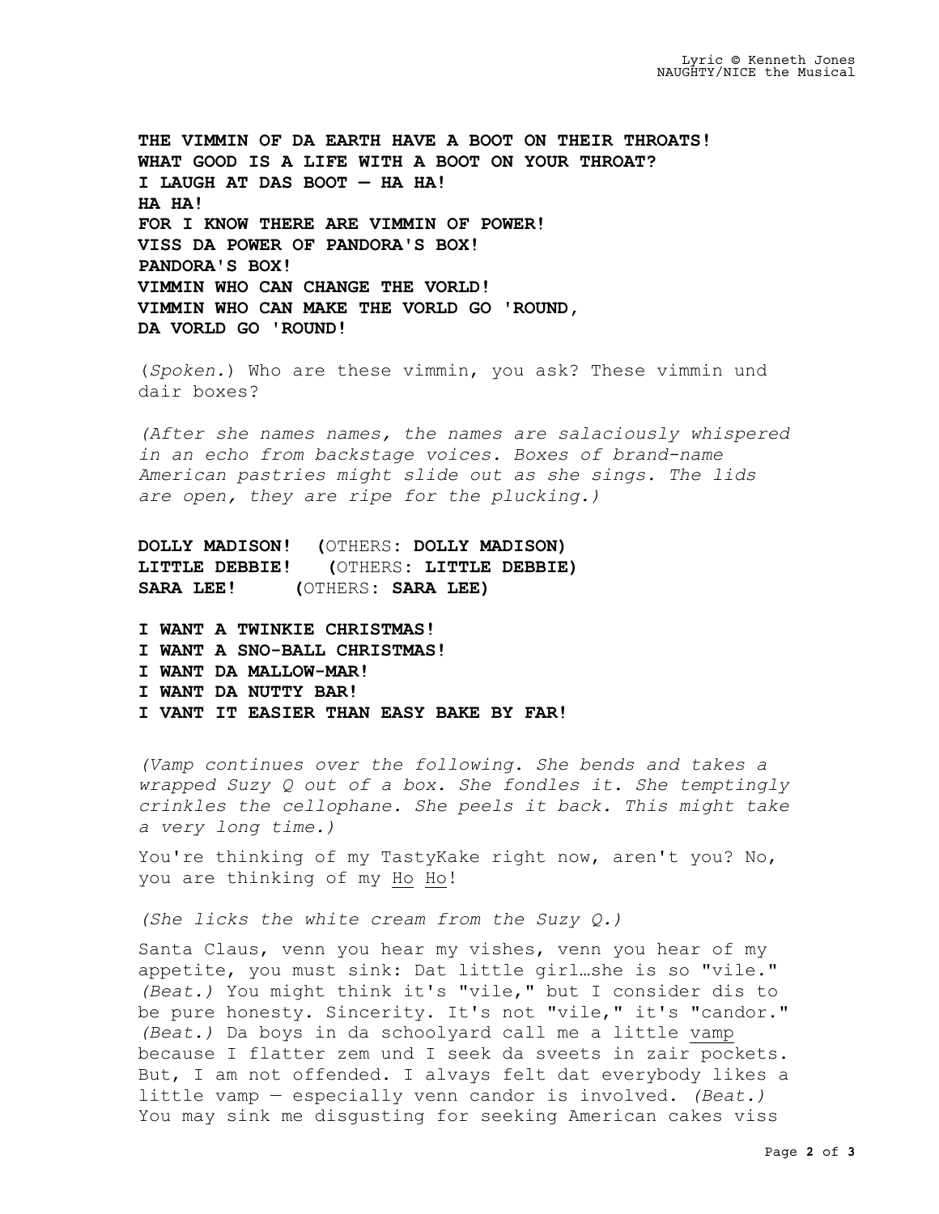**THE VIMMIN OF DA EARTH HAVE A BOOT ON THEIR THROATS!**
**WHAT GOOD IS A LIFE WITH A BOOT ON YOUR THROAT?**
**I LAUGH AT DAS BOOT — HA HA!**
**HA HA!**
**FOR I KNOW THERE ARE VIMMIN OF POWER!**
**VISS DA POWER OF PANDORA'S BOX!**
**PANDORA'S BOX!**
**VIMMIN WHO CAN CHANGE THE VORLD!**
**VIMMIN WHO CAN MAKE THE VORLD GO 'ROUND,**
**DA VORLD GO 'ROUND!**

(*Spoken.*) Who are these vimmin, you ask? These vimmin und dair boxes?

*(After she names names, the names are salaciously whispered in an echo from backstage voices. Boxes of brand-name American pastries might slide out as she sings. The lids are open, they are ripe for the plucking.)*

**DOLLY MADISON! (**OTHERS: **DOLLY MADISON)**
**LITTLE DEBBIE! (**OTHERS: **LITTLE DEBBIE)**
**SARA LEE! (**OTHERS: **SARA LEE)**

**I WANT A TWINKIE CHRISTMAS!**
**I WANT A SNO-BALL CHRISTMAS!**
**I WANT DA MALLOW-MAR!**
**I WANT DA NUTTY BAR!**
**I VANT IT EASIER THAN EASY BAKE BY FAR!**

*(Vamp continues over the following. She bends and takes a wrapped Suzy Q out of a box. She fondles it. She temptingly crinkles the cellophane. She peels it back. This might take a very long time.)*

You're thinking of my TastyKake right now, aren't you? No, you are thinking of my <u>Ho</u> <u>Ho</u>!

*(She licks the white cream from the Suzy Q.)*

Santa Claus, venn you hear my vishes, venn you hear of my appetite, you must sink: Dat little girl…she is so "vile." *(Beat.)* You might think it's "vile," but I consider dis to be pure honesty. Sincerity. It's not "vile," it's "candor." *(Beat.)* Da boys in da schoolyard call me a little <u>vamp</u> because I flatter zem und I seek da sveets in zair pockets. But, I am not offended. I alvays felt dat everybody likes a little vamp — especially venn candor is involved. *(Beat.)* You may sink me disgusting for seeking American cakes viss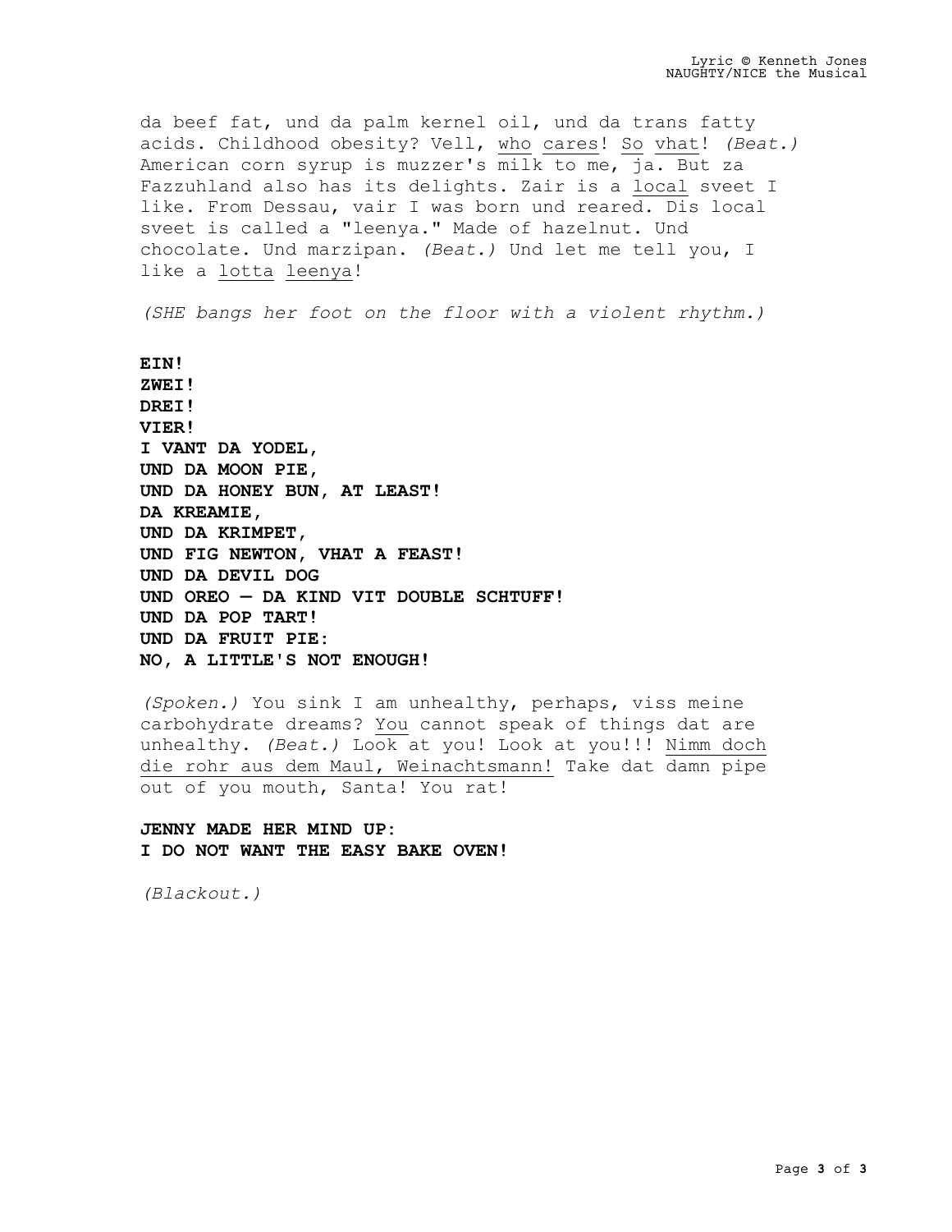da beef fat, und da palm kernel oil, und da trans fatty acids. Childhood obesity? Vell, who cares! So vhat! *(Beat.)* American corn syrup is muzzer's milk to me, ja. But za Fazzuhland also has its delights. Zair is a local sveet I like. From Dessau, vair I was born und reared. Dis local sveet is called a "leenya." Made of hazelnut. Und chocolate. Und marzipan. *(Beat.)* Und let me tell you, I like a lotta leenya!

*(SHE bangs her foot on the floor with a violent rhythm.)*

**EIN!**
**ZWEI!**
**DREI!**
**VIER!**
**I VANT DA YODEL,**
**UND DA MOON PIE,**
**UND DA HONEY BUN, AT LEAST!**
**DA KREAMIE,**
**UND DA KRIMPET,**
**UND FIG NEWTON, VHAT A FEAST!**
**UND DA DEVIL DOG**
**UND OREO — DA KIND VIT DOUBLE SCHTUFF!**
**UND DA POP TART!**
**UND DA FRUIT PIE:**
**NO, A LITTLE'S NOT ENOUGH!**

*(Spoken.)* You sink I am unhealthy, perhaps, viss meine carbohydrate dreams? You cannot speak of things dat are unhealthy. *(Beat.)* Look at you! Look at you!!! Nimm doch die rohr aus dem Maul, Weinachtsmann! Take dat damn pipe out of you mouth, Santa! You rat!

**JENNY MADE HER MIND UP:**
**I DO NOT WANT THE EASY BAKE OVEN!**

*(Blackout.)*